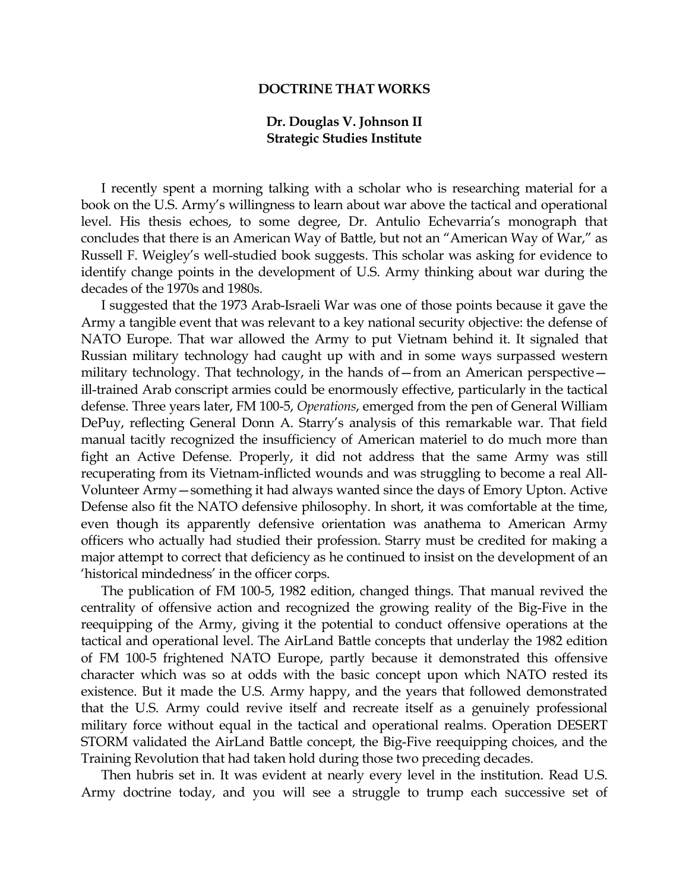# DOCTRINE THAT WORKS

**Dr. Douglas V. Johnson II**
**Strategic Studies Institute**

I recently spent a morning talking with a scholar who is researching material for a book on the U.S. Army's willingness to learn about war above the tactical and operational level. His thesis echoes, to some degree, Dr. Antulio Echevarria's monograph that concludes that there is an American Way of Battle, but not an "American Way of War," as Russell F. Weigley's well-studied book suggests. This scholar was asking for evidence to identify change points in the development of U.S. Army thinking about war during the decades of the 1970s and 1980s.

I suggested that the 1973 Arab-Israeli War was one of those points because it gave the Army a tangible event that was relevant to a key national security objective: the defense of NATO Europe. That war allowed the Army to put Vietnam behind it. It signaled that Russian military technology had caught up with and in some ways surpassed western military technology. That technology, in the hands of—from an American perspective—ill-trained Arab conscript armies could be enormously effective, particularly in the tactical defense. Three years later, FM 100-5, *Operations*, emerged from the pen of General William DePuy, reflecting General Donn A. Starry's analysis of this remarkable war. That field manual tacitly recognized the insufficiency of American materiel to do much more than fight an Active Defense. Properly, it did not address that the same Army was still recuperating from its Vietnam-inflicted wounds and was struggling to become a real All-Volunteer Army—something it had always wanted since the days of Emory Upton. Active Defense also fit the NATO defensive philosophy. In short, it was comfortable at the time, even though its apparently defensive orientation was anathema to American Army officers who actually had studied their profession. Starry must be credited for making a major attempt to correct that deficiency as he continued to insist on the development of an 'historical mindedness' in the officer corps.

The publication of FM 100-5, 1982 edition, changed things. That manual revived the centrality of offensive action and recognized the growing reality of the Big-Five in the reequipping of the Army, giving it the potential to conduct offensive operations at the tactical and operational level. The AirLand Battle concepts that underlay the 1982 edition of FM 100-5 frightened NATO Europe, partly because it demonstrated this offensive character which was so at odds with the basic concept upon which NATO rested its existence. But it made the U.S. Army happy, and the years that followed demonstrated that the U.S. Army could revive itself and recreate itself as a genuinely professional military force without equal in the tactical and operational realms. Operation DESERT STORM validated the AirLand Battle concept, the Big-Five reequipping choices, and the Training Revolution that had taken hold during those two preceding decades.

Then hubris set in. It was evident at nearly every level in the institution. Read U.S. Army doctrine today, and you will see a struggle to trump each successive set of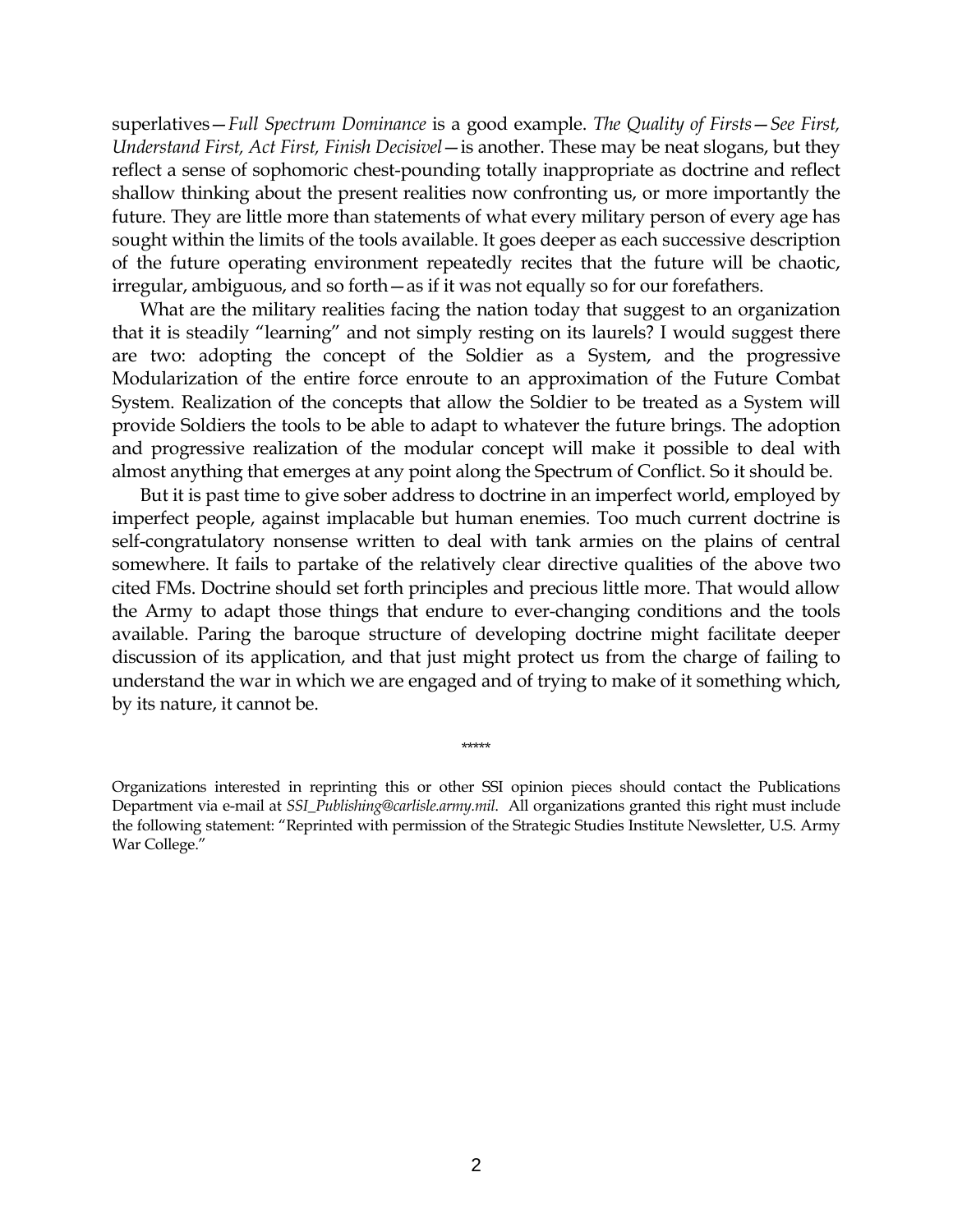superlatives—*Full Spectrum Dominance* is a good example. *The Quality of Firsts—See First, Understand First, Act First, Finish Decisivel*—is another. These may be neat slogans, but they reflect a sense of sophomoric chest-pounding totally inappropriate as doctrine and reflect shallow thinking about the present realities now confronting us, or more importantly the future. They are little more than statements of what every military person of every age has sought within the limits of the tools available. It goes deeper as each successive description of the future operating environment repeatedly recites that the future will be chaotic, irregular, ambiguous, and so forth—as if it was not equally so for our forefathers.

What are the military realities facing the nation today that suggest to an organization that it is steadily "learning" and not simply resting on its laurels? I would suggest there are two: adopting the concept of the Soldier as a System, and the progressive Modularization of the entire force enroute to an approximation of the Future Combat System. Realization of the concepts that allow the Soldier to be treated as a System will provide Soldiers the tools to be able to adapt to whatever the future brings. The adoption and progressive realization of the modular concept will make it possible to deal with almost anything that emerges at any point along the Spectrum of Conflict. So it should be.

But it is past time to give sober address to doctrine in an imperfect world, employed by imperfect people, against implacable but human enemies. Too much current doctrine is self-congratulatory nonsense written to deal with tank armies on the plains of central somewhere. It fails to partake of the relatively clear directive qualities of the above two cited FMs. Doctrine should set forth principles and precious little more. That would allow the Army to adapt those things that endure to ever-changing conditions and the tools available. Paring the baroque structure of developing doctrine might facilitate deeper discussion of its application, and that just might protect us from the charge of failing to understand the war in which we are engaged and of trying to make of it something which, by its nature, it cannot be.

*****

Organizations interested in reprinting this or other SSI opinion pieces should contact the Publications Department via e-mail at *SSI_Publishing@carlisle.army.mil*. All organizations granted this right must include the following statement: "Reprinted with permission of the Strategic Studies Institute Newsletter, U.S. Army War College."